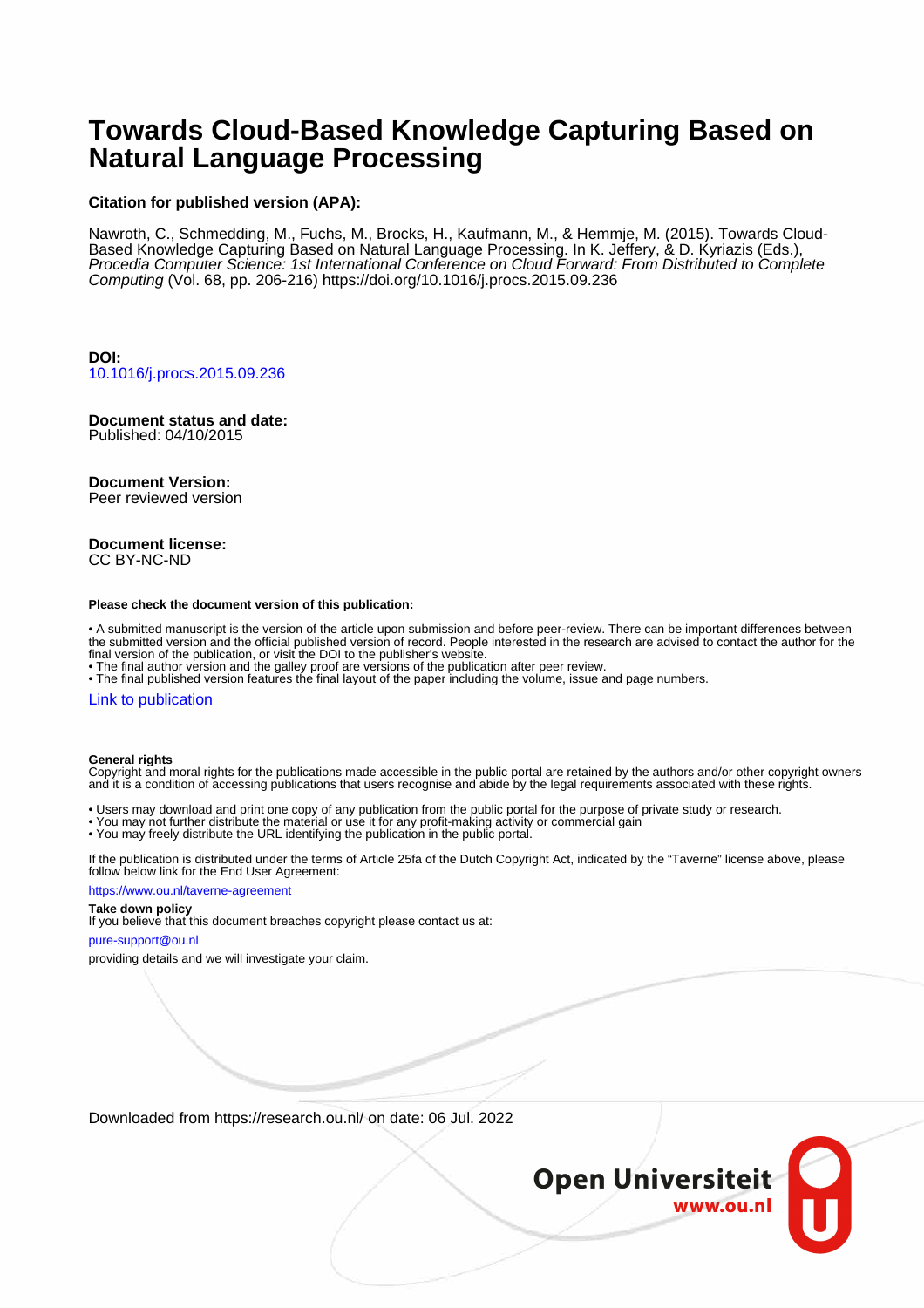# Towards Cloud-Based Knowledge Capturing Based on Natural Language Processing

**Citation for published version (APA):**

Nawroth, C., Schmedding, M., Fuchs, M., Brocks, H., Kaufmann, M., & Hemmje, M. (2015). Towards Cloud-Based Knowledge Capturing Based on Natural Language Processing. In K. Jeffery, & D. Kyriazis (Eds.), *Procedia Computer Science: 1st International Conference on Cloud Forward: From Distributed to Complete Computing* (Vol. 68, pp. 206-216) https://doi.org/10.1016/j.procs.2015.09.236

**DOI:**
10.1016/j.procs.2015.09.236

**Document status and date:**
Published: 04/10/2015

**Document Version:**
Peer reviewed version

**Document license:**
CC BY-NC-ND

**Please check the document version of this publication:**

• A submitted manuscript is the version of the article upon submission and before peer-review. There can be important differences between the submitted version and the official published version of record. People interested in the research are advised to contact the author for the final version of the publication, or visit the DOI to the publisher's website.
• The final author version and the galley proof are versions of the publication after peer review.
• The final published version features the final layout of the paper including the volume, issue and page numbers.

Link to publication

**General rights**
Copyright and moral rights for the publications made accessible in the public portal are retained by the authors and/or other copyright owners and it is a condition of accessing publications that users recognise and abide by the legal requirements associated with these rights.

• Users may download and print one copy of any publication from the public portal for the purpose of private study or research.
• You may not further distribute the material or use it for any profit-making activity or commercial gain
• You may freely distribute the URL identifying the publication in the public portal.

If the publication is distributed under the terms of Article 25fa of the Dutch Copyright Act, indicated by the "Taverne" license above, please follow below link for the End User Agreement:

https://www.ou.nl/taverne-agreement

**Take down policy**
If you believe that this document breaches copyright please contact us at:

pure-support@ou.nl

providing details and we will investigate your claim.

Downloaded from https://research.ou.nl/ on date: 06 Jul. 2022

Open Universiteit
www.ou.nl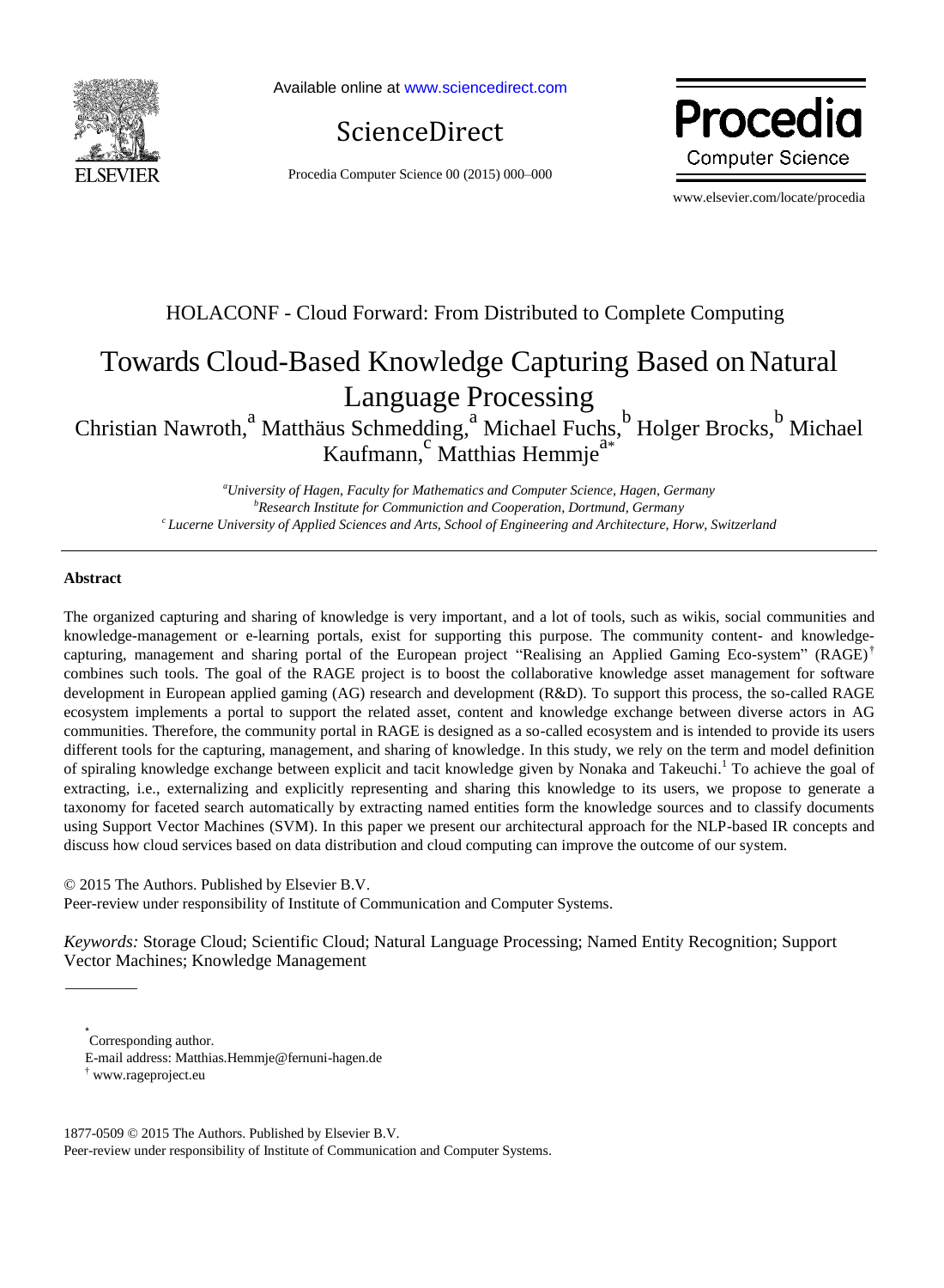HOLACONF - Cloud Forward: From Distributed to Complete Computing

# Towards Cloud-Based Knowledge Capturing Based on Natural Language Processing

Christian Nawroth,[a] Matthäus Schmedding,[a] Michael Fuchs,[b] Holger Brocks,[b] Michael Kaufmann,[c] Matthias Hemmje[a*]

[a]*University of Hagen, Faculty for Mathematics and Computer Science, Hagen, Germany*
[b]*Research Institute for Communiction and Cooperation, Dortmund, Germany*
[c]*Lucerne University of Applied Sciences and Arts, School of Engineering and Architecture, Horw, Switzerland*

## Abstract

The organized capturing and sharing of knowledge is very important, and a lot of tools, such as wikis, social communities and knowledge-management or e-learning portals, exist for supporting this purpose. The community content- and knowledge-capturing, management and sharing portal of the European project "Realising an Applied Gaming Eco-system" (RAGE)[†] combines such tools. The goal of the RAGE project is to boost the collaborative knowledge asset management for software development in European applied gaming (AG) research and development (R&D). To support this process, the so-called RAGE ecosystem implements a portal to support the related asset, content and knowledge exchange between diverse actors in AG communities. Therefore, the community portal in RAGE is designed as a so-called ecosystem and is intended to provide its users different tools for the capturing, management, and sharing of knowledge. In this study, we rely on the term and model definition of spiraling knowledge exchange between explicit and tacit knowledge given by Nonaka and Takeuchi.[1] To achieve the goal of extracting, i.e., externalizing and explicitly representing and sharing this knowledge to its users, we propose to generate a taxonomy for faceted search automatically by extracting named entities form the knowledge sources and to classify documents using Support Vector Machines (SVM). In this paper we present our architectural approach for the NLP-based IR concepts and discuss how cloud services based on data distribution and cloud computing can improve the outcome of our system.

© 2015 The Authors. Published by Elsevier B.V.
Peer-review under responsibility of Institute of Communication and Computer Systems.

*Keywords:* Storage Cloud; Scientific Cloud; Natural Language Processing; Named Entity Recognition; Support Vector Machines; Knowledge Management

---

[*] Corresponding author.
E-mail address: Matthias.Hemmje@fernuni-hagen.de
[†] www.rageproject.eu

1877-0509 © 2015 The Authors. Published by Elsevier B.V.
Peer-review under responsibility of Institute of Communication and Computer Systems.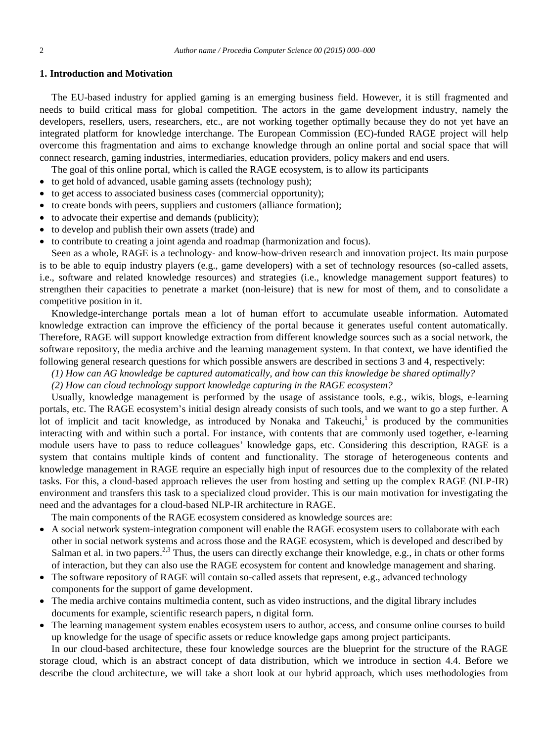## 1. Introduction and Motivation

The EU-based industry for applied gaming is an emerging business field. However, it is still fragmented and needs to build critical mass for global competition. The actors in the game development industry, namely the developers, resellers, users, researchers, etc., are not working together optimally because they do not yet have an integrated platform for knowledge interchange. The European Commission (EC)-funded RAGE project will help overcome this fragmentation and aims to exchange knowledge through an online portal and social space that will connect research, gaming industries, intermediaries, education providers, policy makers and end users.

The goal of this online portal, which is called the RAGE ecosystem, is to allow its participants

- to get hold of advanced, usable gaming assets (technology push);
- to get access to associated business cases (commercial opportunity);
- to create bonds with peers, suppliers and customers (alliance formation);
- to advocate their expertise and demands (publicity);
- to develop and publish their own assets (trade) and
- to contribute to creating a joint agenda and roadmap (harmonization and focus).

Seen as a whole, RAGE is a technology- and know-how-driven research and innovation project. Its main purpose is to be able to equip industry players (e.g., game developers) with a set of technology resources (so-called assets, i.e., software and related knowledge resources) and strategies (i.e., knowledge management support features) to strengthen their capacities to penetrate a market (non-leisure) that is new for most of them, and to consolidate a competitive position in it.

Knowledge-interchange portals mean a lot of human effort to accumulate useable information. Automated knowledge extraction can improve the efficiency of the portal because it generates useful content automatically. Therefore, RAGE will support knowledge extraction from different knowledge sources such as a social network, the software repository, the media archive and the learning management system. In that context, we have identified the following general research questions for which possible answers are described in sections 3 and 4, respectively:

*(1) How can AG knowledge be captured automatically, and how can this knowledge be shared optimally?*

*(2) How can cloud technology support knowledge capturing in the RAGE ecosystem?*

Usually, knowledge management is performed by the usage of assistance tools, e.g., wikis, blogs, e-learning portals, etc. The RAGE ecosystem's initial design already consists of such tools, and we want to go a step further. A lot of implicit and tacit knowledge, as introduced by Nonaka and Takeuchi,[1] is produced by the communities interacting with and within such a portal. For instance, with contents that are commonly used together, e-learning module users have to pass to reduce colleagues' knowledge gaps, etc. Considering this description, RAGE is a system that contains multiple kinds of content and functionality. The storage of heterogeneous contents and knowledge management in RAGE require an especially high input of resources due to the complexity of the related tasks. For this, a cloud-based approach relieves the user from hosting and setting up the complex RAGE (NLP-IR) environment and transfers this task to a specialized cloud provider. This is our main motivation for investigating the need and the advantages for a cloud-based NLP-IR architecture in RAGE.

The main components of the RAGE ecosystem considered as knowledge sources are:

- A social network system-integration component will enable the RAGE ecosystem users to collaborate with each other in social network systems and across those and the RAGE ecosystem, which is developed and described by Salman et al. in two papers.[2,3] Thus, the users can directly exchange their knowledge, e.g., in chats or other forms of interaction, but they can also use the RAGE ecosystem for content and knowledge management and sharing.
- The software repository of RAGE will contain so-called assets that represent, e.g., advanced technology components for the support of game development.
- The media archive contains multimedia content, such as video instructions, and the digital library includes documents for example, scientific research papers, n digital form.
- The learning management system enables ecosystem users to author, access, and consume online courses to build up knowledge for the usage of specific assets or reduce knowledge gaps among project participants.

In our cloud-based architecture, these four knowledge sources are the blueprint for the structure of the RAGE storage cloud, which is an abstract concept of data distribution, which we introduce in section 4.4. Before we describe the cloud architecture, we will take a short look at our hybrid approach, which uses methodologies from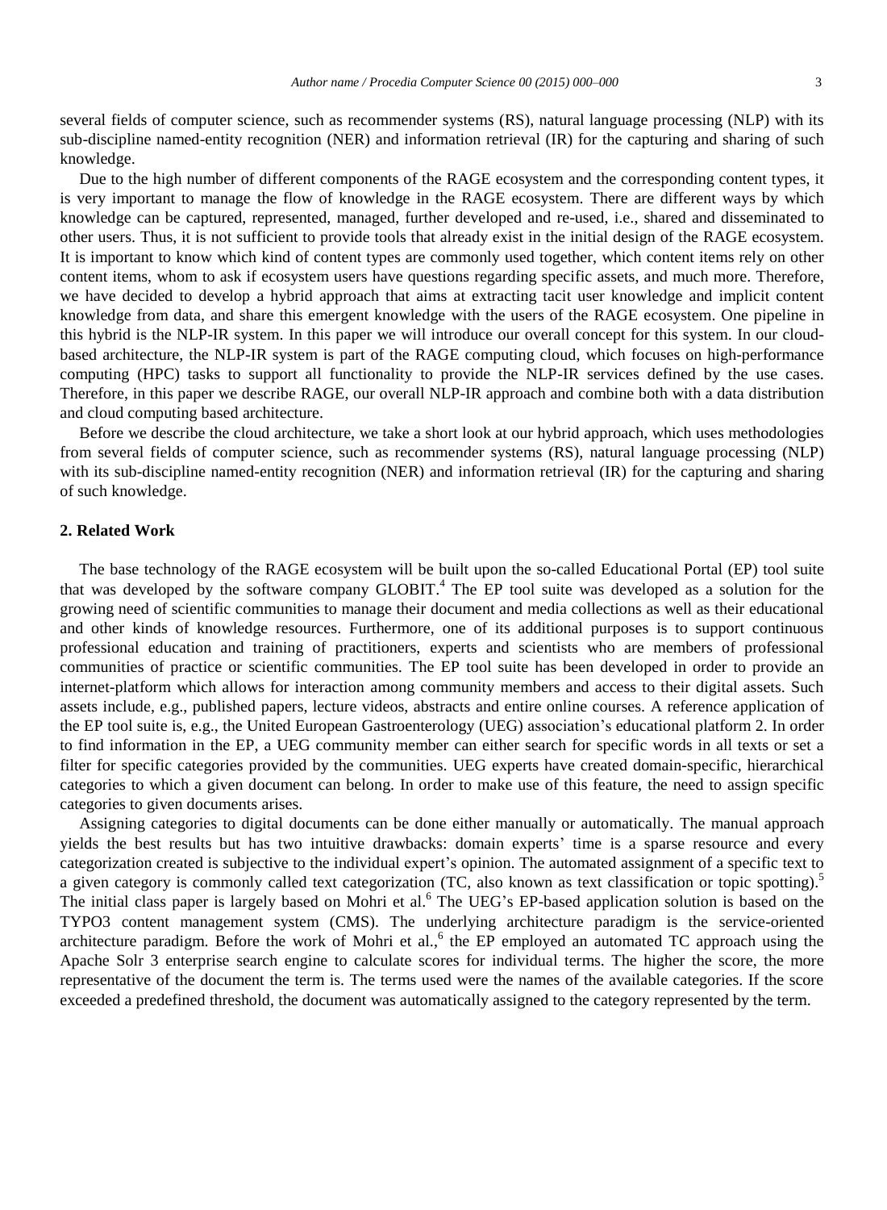several fields of computer science, such as recommender systems (RS), natural language processing (NLP) with its sub-discipline named-entity recognition (NER) and information retrieval (IR) for the capturing and sharing of such knowledge.

Due to the high number of different components of the RAGE ecosystem and the corresponding content types, it is very important to manage the flow of knowledge in the RAGE ecosystem. There are different ways by which knowledge can be captured, represented, managed, further developed and re-used, i.e., shared and disseminated to other users. Thus, it is not sufficient to provide tools that already exist in the initial design of the RAGE ecosystem. It is important to know which kind of content types are commonly used together, which content items rely on other content items, whom to ask if ecosystem users have questions regarding specific assets, and much more. Therefore, we have decided to develop a hybrid approach that aims at extracting tacit user knowledge and implicit content knowledge from data, and share this emergent knowledge with the users of the RAGE ecosystem. One pipeline in this hybrid is the NLP-IR system. In this paper we will introduce our overall concept for this system. In our cloud-based architecture, the NLP-IR system is part of the RAGE computing cloud, which focuses on high-performance computing (HPC) tasks to support all functionality to provide the NLP-IR services defined by the use cases. Therefore, in this paper we describe RAGE, our overall NLP-IR approach and combine both with a data distribution and cloud computing based architecture.

Before we describe the cloud architecture, we take a short look at our hybrid approach, which uses methodologies from several fields of computer science, such as recommender systems (RS), natural language processing (NLP) with its sub-discipline named-entity recognition (NER) and information retrieval (IR) for the capturing and sharing of such knowledge.

## 2. Related Work

The base technology of the RAGE ecosystem will be built upon the so-called Educational Portal (EP) tool suite that was developed by the software company GLOBIT.[4] The EP tool suite was developed as a solution for the growing need of scientific communities to manage their document and media collections as well as their educational and other kinds of knowledge resources. Furthermore, one of its additional purposes is to support continuous professional education and training of practitioners, experts and scientists who are members of professional communities of practice or scientific communities. The EP tool suite has been developed in order to provide an internet-platform which allows for interaction among community members and access to their digital assets. Such assets include, e.g., published papers, lecture videos, abstracts and entire online courses. A reference application of the EP tool suite is, e.g., the United European Gastroenterology (UEG) association's educational platform 2. In order to find information in the EP, a UEG community member can either search for specific words in all texts or set a filter for specific categories provided by the communities. UEG experts have created domain-specific, hierarchical categories to which a given document can belong. In order to make use of this feature, the need to assign specific categories to given documents arises.

Assigning categories to digital documents can be done either manually or automatically. The manual approach yields the best results but has two intuitive drawbacks: domain experts' time is a sparse resource and every categorization created is subjective to the individual expert's opinion. The automated assignment of a specific text to a given category is commonly called text categorization (TC, also known as text classification or topic spotting).[5] The initial class paper is largely based on Mohri et al.[6] The UEG's EP-based application solution is based on the TYPO3 content management system (CMS). The underlying architecture paradigm is the service-oriented architecture paradigm. Before the work of Mohri et al.,[6] the EP employed an automated TC approach using the Apache Solr 3 enterprise search engine to calculate scores for individual terms. The higher the score, the more representative of the document the term is. The terms used were the names of the available categories. If the score exceeded a predefined threshold, the document was automatically assigned to the category represented by the term.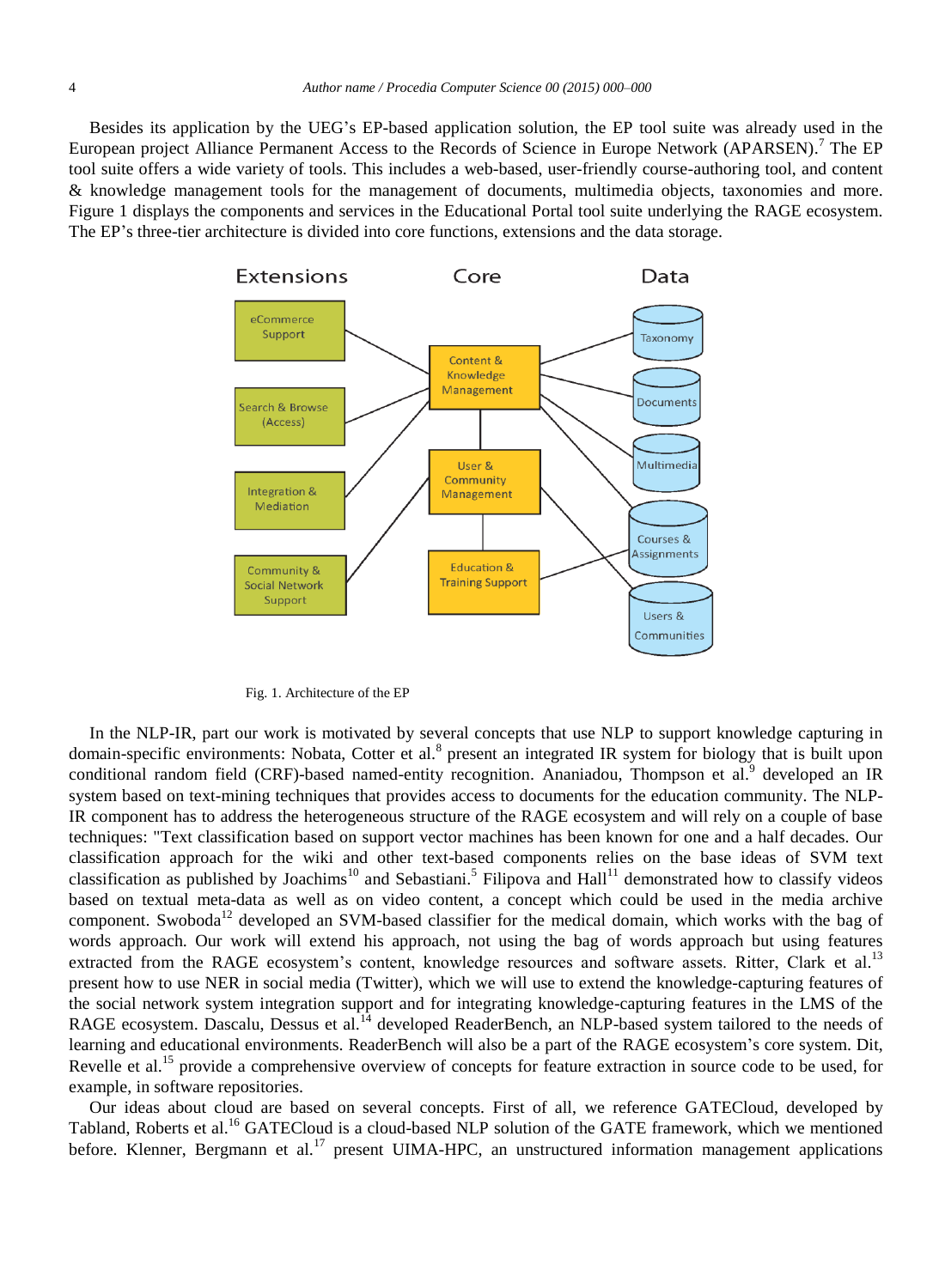Besides its application by the UEG's EP-based application solution, the EP tool suite was already used in the European project Alliance Permanent Access to the Records of Science in Europe Network (APARSEN).[7] The EP tool suite offers a wide variety of tools. This includes a web-based, user-friendly course-authoring tool, and content & knowledge management tools for the management of documents, multimedia objects, taxonomies and more. Figure 1 displays the components and services in the Educational Portal tool suite underlying the RAGE ecosystem. The EP's three-tier architecture is divided into core functions, extensions and the data storage.

Fig. 1. Architecture of the EP

In the NLP-IR, part our work is motivated by several concepts that use NLP to support knowledge capturing in domain-specific environments: Nobata, Cotter et al.[8] present an integrated IR system for biology that is built upon conditional random field (CRF)-based named-entity recognition. Ananiadou, Thompson et al.[9] developed an IR system based on text-mining techniques that provides access to documents for the education community. The NLP-IR component has to address the heterogeneous structure of the RAGE ecosystem and will rely on a couple of base techniques: "Text classification based on support vector machines has been known for one and a half decades. Our classification approach for the wiki and other text-based components relies on the base ideas of SVM text classification as published by Joachims[10] and Sebastiani.[5] Filipova and Hall[11] demonstrated how to classify videos based on textual meta-data as well as on video content, a concept which could be used in the media archive component. Swoboda[12] developed an SVM-based classifier for the medical domain, which works with the bag of words approach. Our work will extend his approach, not using the bag of words but using features extracted from the RAGE ecosystem's content, knowledge resources and software assets. Ritter, Clark et al.[13] present how to use NER in social media (Twitter), which we will use to extend the knowledge-capturing features of the social network system integration support and for integrating knowledge-capturing features in the LMS of the RAGE ecosystem. Dascalu, Dessus et al.[14] developed ReaderBench, an NLP-based system tailored to the needs of learning and educational environments. ReaderBench will also be a part of the RAGE ecosystem's core system. Dit, Revelle et al.[15] provide a comprehensive overview of concepts for feature extraction in source code to be used, for example, in software repositories.

Our ideas about cloud are based on several concepts. First of all, we reference GATECloud, developed by Tabland, Roberts et al.[16] GATECloud is a cloud-based NLP solution of the GATE framework, which we mentioned before. Klenner, Bergmann et al.[17] present UIMA-HPC, an unstructured information management applications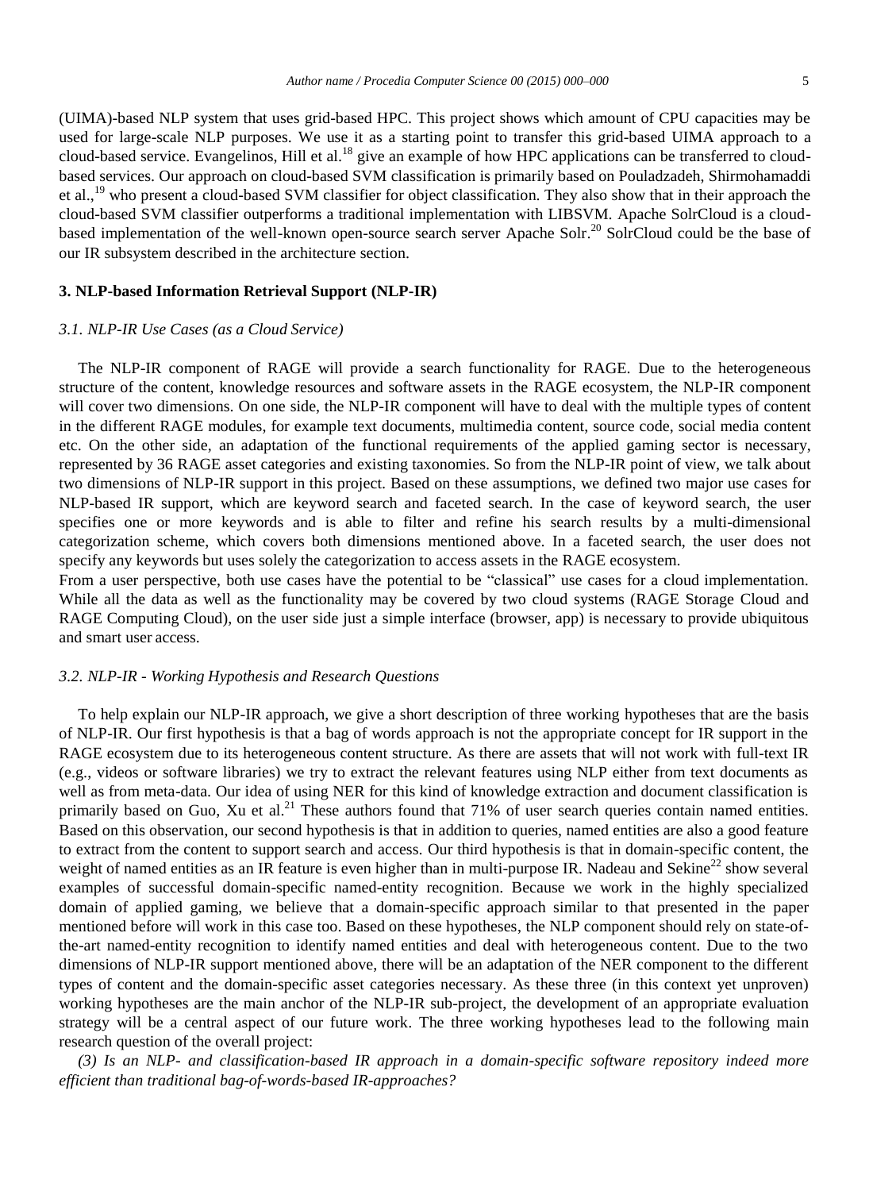(UIMA)-based NLP system that uses grid-based HPC. This project shows which amount of CPU capacities may be used for large-scale NLP purposes. We use it as a starting point to transfer this grid-based UIMA approach to a cloud-based service. Evangelinos, Hill et al.[18] give an example of how HPC applications can be transferred to cloud-based services. Our approach on cloud-based SVM classification is primarily based on Pouladzadeh, Shirmohamaddi et al.,[19] who present a cloud-based SVM classifier for object classification. They also show that in their approach the cloud-based SVM classifier outperforms a traditional implementation with LIBSVM. Apache SolrCloud is a cloud-based implementation of the well-known open-source search server Apache Solr.[20] SolrCloud could be the base of our IR subsystem described in the architecture section.

## 3. NLP-based Information Retrieval Support (NLP-IR)

### *3.1. NLP-IR Use Cases (as a Cloud Service)*

The NLP-IR component of RAGE will provide a search functionality for RAGE. Due to the heterogeneous structure of the content, knowledge resources and software assets in the RAGE ecosystem, the NLP-IR component will cover two dimensions. On one side, the NLP-IR component will have to deal with the multiple types of content in the different RAGE modules, for example text documents, multimedia content, source code, social media content etc. On the other side, an adaptation of the functional requirements of the applied gaming sector is necessary, represented by 36 RAGE asset categories and existing taxonomies. So from the NLP-IR point of view, we talk about two dimensions of NLP-IR support in this project. Based on these assumptions, we defined two major use cases for NLP-based IR support, which are keyword search and faceted search. In the case of keyword search, the user specifies one or more keywords and is able to filter and refine his search results by a multi-dimensional categorization scheme, which covers both dimensions mentioned above. In a faceted search, the user does not specify any keywords but uses solely the categorization to access assets in the RAGE ecosystem.
From a user perspective, both use cases have the potential to be "classical" use cases for a cloud implementation. While all the data as well as the functionality may be covered by two cloud systems (RAGE Storage Cloud and RAGE Computing Cloud), on the user side just a simple interface (browser, app) is necessary to provide ubiquitous and smart user access.

### *3.2. NLP-IR - Working Hypothesis and Research Questions*

To help explain our NLP-IR approach, we give a short description of three working hypotheses that are the basis of NLP-IR. Our first hypothesis is that a bag of words approach is not the appropriate concept for IR support in the RAGE ecosystem due to its heterogeneous content structure. As there are assets that will not work with full-text IR (e.g., videos or software libraries) we try to extract the relevant features using NLP either from text documents as well as from meta-data. Our idea of using NER for this kind of knowledge extraction and document classification is primarily based on Guo, Xu et al.[21] These authors found that 71% of user search queries contain named entities. Based on this observation, our second hypothesis is that in addition to queries, named entities are also a good feature to extract from the content to support search and access. Our third hypothesis is that in domain-specific content, the weight of named entities as an IR feature is even higher than in multi-purpose IR. Nadeau and Sekine[22] show several examples of successful domain-specific named-entity recognition. Because we work in the highly specialized domain of applied gaming, we believe that a domain-specific approach similar to that presented in the paper mentioned before will work in this case too. Based on these hypotheses, the NLP component should rely on state-of-the-art named-entity recognition to identify named entities and deal with heterogeneous content. Due to the two dimensions of NLP-IR support mentioned above, there will be an adaptation of the NER component to the different types of content and the domain-specific asset categories necessary. As these three (in this context yet unproven) working hypotheses are the main anchor of the NLP-IR sub-project, the development of an appropriate evaluation strategy will be a central aspect of our future work. The three working hypotheses lead to the following main research question of the overall project:

*(3) Is an NLP- and classification-based IR approach in a domain-specific software repository indeed more efficient than traditional bag-of-words-based IR-approaches?*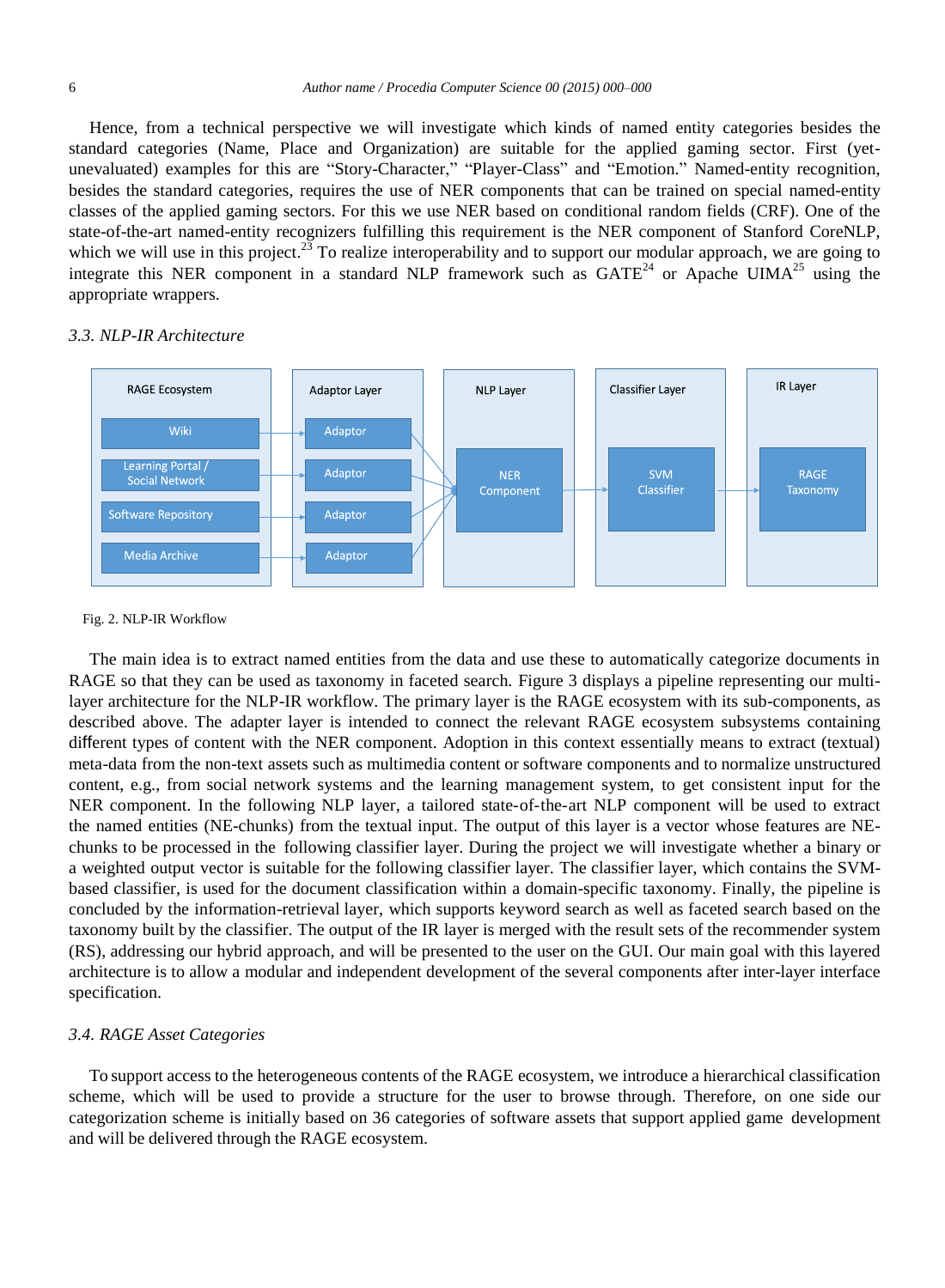Hence, from a technical perspective we will investigate which kinds of named entity categories besides the standard categories (Name, Place and Organization) are suitable for the applied gaming sector. First (yet-unevaluated) examples for this are "Story-Character," "Player-Class" and "Emotion." Named-entity recognition, besides the standard categories, requires the use of NER components that can be trained on special named-entity classes of the applied gaming sectors. For this we use NER based on conditional random fields (CRF). One of the state-of-the-art named-entity recognizers fulfilling this requirement is the NER component of Stanford CoreNLP, which we will use in this project.[23] To realize interoperability and to support our modular approach, we are going to integrate this NER component in a standard NLP framework such as GATE[24] or Apache UIMA[25] using the appropriate wrappers.

### *3.3. NLP-IR Architecture*

RAGE Ecosystem
Wiki
Learning Portal / Social Network
Software Repository
Media Archive
Adaptor Layer
Adaptor
Adaptor
Adaptor
Adaptor
NLP Layer
NER Component
Classifier Layer
SVM Classifier
IR Layer
RAGE Taxonomy

Fig. 2. NLP-IR Workflow

The main idea is to extract named entities from the data and use these to automatically categorize documents in RAGE so that they can be used as taxonomy in faceted search. Figure 3 displays a pipeline representing our multi-layer architecture for the NLP-IR workflow. The primary layer is the RAGE ecosystem with its sub-components, as described above. The adapter layer is intended to connect the relevant RAGE ecosystem subsystems containing different types of content with the NER component. Adoption in this context essentially means to extract (textual) meta-data from the non-text assets such as multimedia content or software components and to normalize unstructured content, e.g., from social network systems and the learning management system, to get consistent input for the NER component. In the following NLP layer, a tailored state-of-the-art NLP component will be used to extract the named entities (NE-chunks) from the textual input. The output of this layer is a vector whose features are NE-chunks to be processed in the following classifier layer. During the project we will investigate whether a binary or a weighted output vector is suitable for the following classifier layer. The classifier layer, which contains the SVM-based classifier, is used for the document classification within a domain-specific taxonomy. Finally, the pipeline is concluded by the information-retrieval layer, which supports keyword search as well as faceted search based on the taxonomy built by the classifier. The output of the IR layer is merged with the result sets of the recommender system (RS), addressing our hybrid approach, and will be presented to the user on the GUI. Our main goal with this layered architecture is to allow a modular and independent development of the several components after inter-layer interface specification.

### *3.4. RAGE Asset Categories*

To support access to the heterogeneous contents of the RAGE ecosystem, we introduce a hierarchical classification scheme, which will be used to provide a structure for the user to browse through. Therefore, on one side our categorization scheme is initially based on 36 categories of software assets that support applied game development and will be delivered through the RAGE ecosystem.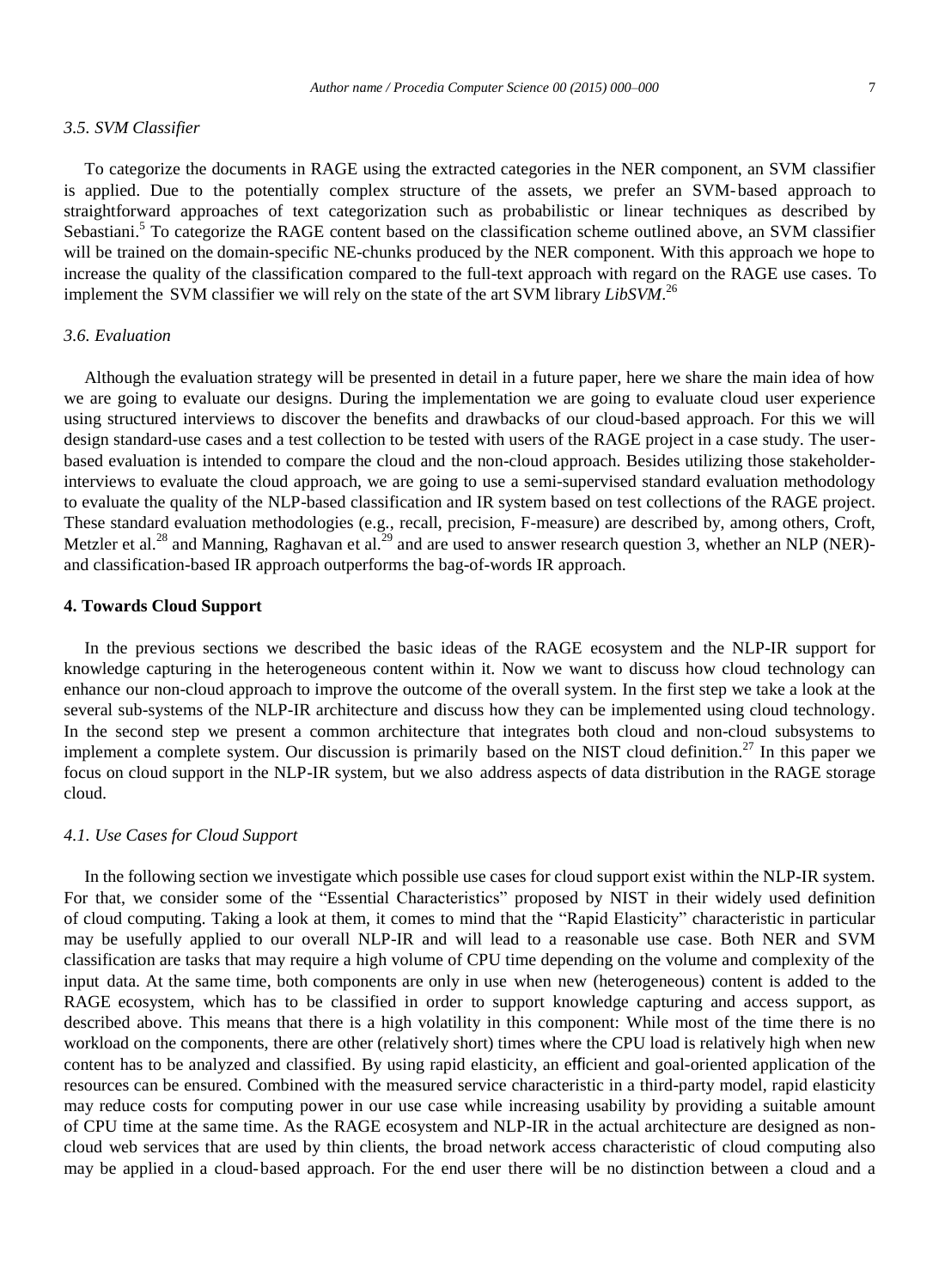### 3.5. SVM Classifier

To categorize the documents in RAGE using the extracted categories in the NER component, an SVM classifier is applied. Due to the potentially complex structure of the assets, we prefer an SVM-based approach to straightforward approaches of text categorization such as probabilistic or linear techniques as described by Sebastiani.[5] To categorize the RAGE content based on the classification scheme outlined above, an SVM classifier will be trained on the domain-specific NE-chunks produced by the NER component. With this approach we hope to increase the quality of the classification compared to the full-text approach with regard on the RAGE use cases. To implement the SVM classifier we will rely on the state of the art SVM library *LibSVM*.[26]

### 3.6. Evaluation

Although the evaluation strategy will be presented in detail in a future paper, here we share the main idea of how we are going to evaluate our designs. During the implementation we are going to evaluate cloud user experience using structured interviews to discover the benefits and drawbacks of our cloud-based approach. For this we will design standard-use cases and a test collection to be tested with users of the RAGE project in a case study. The user-based evaluation is intended to compare the cloud and the non-cloud approach. Besides utilizing those stakeholder-interviews to evaluate the cloud approach, we are going to use a semi-supervised standard evaluation methodology to evaluate the quality of the NLP-based classification and IR system based on test collections of the RAGE project. These standard evaluation methodologies (e.g., recall, precision, F-measure) are described by, among others, Croft, Metzler et al.[28] and Manning, Raghavan et al.[29] and are used to answer research question 3, whether an NLP (NER)- and classification-based IR approach outperforms the bag-of-words IR approach.

## 4. Towards Cloud Support

In the previous sections we described the basic ideas of the RAGE ecosystem and the NLP-IR support for knowledge capturing in the heterogeneous content within it. Now we want to discuss how cloud technology can enhance our non-cloud approach to improve the outcome of the overall system. In the first step we take a look at the several sub-systems of the NLP-IR architecture and discuss how they can be implemented using cloud technology. In the second step we present a common architecture that integrates both cloud and non-cloud subsystems to implement a complete system. Our discussion is primarily based on the NIST cloud definition.[27] In this paper we focus on cloud support in the NLP-IR system, but we also address aspects of data distribution in the RAGE storage cloud.

### 4.1. Use Cases for Cloud Support

In the following section we investigate which possible use cases for cloud support exist within the NLP-IR system. For that, we consider some of the "Essential Characteristics" proposed by NIST in their widely used definition of cloud computing. Taking a look at them, it comes to mind that the "Rapid Elasticity" characteristic in particular may be usefully applied to our overall NLP-IR and will lead to a reasonable use case. Both NER and SVM classification are tasks that may require a high volume of CPU time depending on the volume and complexity of the input data. At the same time, both components are only in use when new (heterogeneous) content is added to the RAGE ecosystem, which has to be classified in order to support knowledge capturing and access support, as described above. This means that there is a high volatility in this component: While most of the time there is no workload on the components, there are other (relatively short) times where the CPU load is relatively high when new content has to be analyzed and classified. By using rapid elasticity, an efficient and goal-oriented application of the resources can be ensured. Combined with the measured service characteristic in a third-party model, rapid elasticity may reduce costs for computing power in our use case while increasing usability by providing a suitable amount of CPU time at the same time. As the RAGE ecosystem and NLP-IR in the actual architecture are designed as non-cloud web services that are used by thin clients, the broad network access characteristic of cloud computing also may be applied in a cloud-based approach. For the end user there will be no distinction between a cloud and a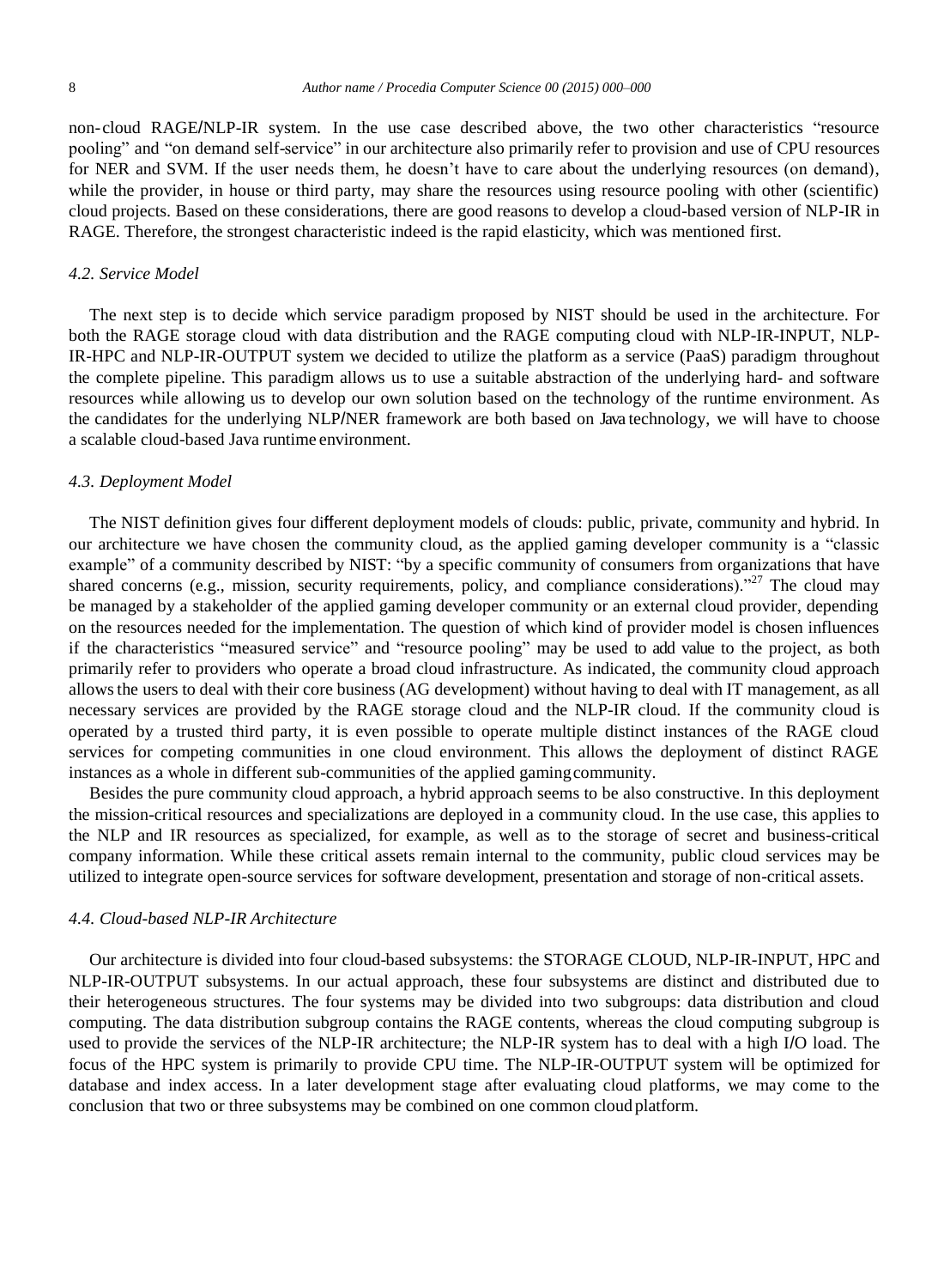non-cloud RAGE/NLP-IR system. In the use case described above, the two other characteristics "resource pooling" and "on demand self-service" in our architecture also primarily refer to provision and use of CPU resources for NER and SVM. If the user needs them, he doesn't have to care about the underlying resources (on demand), while the provider, in house or third party, may share the resources using resource pooling with other (scientific) cloud projects. Based on these considerations, there are good reasons to develop a cloud-based version of NLP-IR in RAGE. Therefore, the strongest characteristic indeed is the rapid elasticity, which was mentioned first.

### *4.2. Service Model*

The next step is to decide which service paradigm proposed by NIST should be used in the architecture. For both the RAGE storage cloud with data distribution and the RAGE computing cloud with NLP-IR-INPUT, NLP-IR-HPC and NLP-IR-OUTPUT system we decided to utilize the platform as a service (PaaS) paradigm throughout the complete pipeline. This paradigm allows us to use a suitable abstraction of the underlying hard- and software resources while allowing us to develop our own solution based on the technology of the runtime environment. As the candidates for the underlying NLP/NER framework are both based on Java technology, we will have to choose a scalable cloud-based Java runtime environment.

### *4.3. Deployment Model*

The NIST definition gives four different deployment models of clouds: public, private, community and hybrid. In our architecture we have chosen the community cloud, as the applied gaming developer community is a "classic example" of a community described by NIST: "by a specific community of consumers from organizations that have shared concerns (e.g., mission, security requirements, policy, and compliance considerations)."[27] The cloud may be managed by a stakeholder of the applied gaming developer community or an external cloud provider, depending on the resources needed for the implementation. The question of which kind of provider model is chosen influences if the characteristics "measured service" and "resource pooling" may be used to add value to the project, as both primarily refer to providers who operate a broad cloud infrastructure. As indicated, the community cloud approach allows the users to deal with their core business (AG development) without having to deal with IT management, as all necessary services are provided by the RAGE storage cloud and the NLP-IR cloud. If the community cloud is operated by a trusted third party, it is even possible to operate multiple distinct instances of the RAGE cloud services for competing communities in one cloud environment. This allows the deployment of distinct RAGE instances as a whole in different sub-communities of the applied gaming community.

Besides the pure community cloud approach, a hybrid approach seems to be also constructive. In this deployment the mission-critical resources and specializations are deployed in a community cloud. In the use case, this applies to the NLP and IR resources as specialized, for example, as well as to the storage of secret and business-critical company information. While these critical assets remain internal to the community, public cloud services may be utilized to integrate open-source services for software development, presentation and storage of non-critical assets.

### *4.4. Cloud-based NLP-IR Architecture*

Our architecture is divided into four cloud-based subsystems: the STORAGE CLOUD, NLP-IR-INPUT, HPC and NLP-IR-OUTPUT subsystems. In our actual approach, these four subsystems are distinct and distributed due to their heterogeneous structures. The four systems may be divided into two subgroups: data distribution and cloud computing. The data distribution subgroup contains the RAGE contents, whereas the cloud computing subgroup is used to provide the services of the NLP-IR architecture; the NLP-IR system has to deal with a high I/O load. The focus of the HPC system is primarily to provide CPU time. The NLP-IR-OUTPUT system will be optimized for database and index access. In a later development stage after evaluating cloud platforms, we may come to the conclusion that two or three subsystems may be combined on one common cloud platform.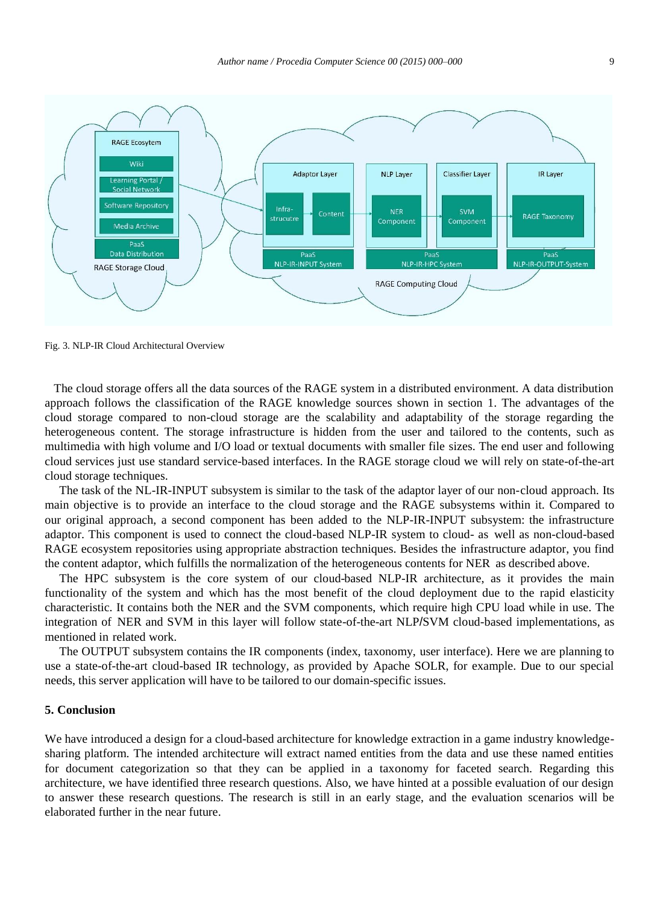RAGE Ecosytem

Wiki

Learning Portal / Social Network

Software Repository

Media Archive

PaaS Data Distribution

RAGE Storage Cloud

Adaptor Layer

Infra-strucutre

Content

PaaS NLP-IR-INPUT System

NLP Layer

NER Component

Classifier Layer

SVM Component

PaaS NLP-IR-HPC System

IR Layer

RAGE Taxonomy

PaaS NLP-IR-OUTPUT-System

RAGE Computing Cloud

Fig. 3. NLP-IR Cloud Architectural Overview

The cloud storage offers all the data sources of the RAGE system in a distributed environment. A data distribution approach follows the classification of the RAGE knowledge sources shown in section 1. The advantages of the cloud storage compared to non-cloud storage are the scalability and adaptability of the storage regarding the heterogeneous content. The storage infrastructure is hidden from the user and tailored to the contents, such as multimedia with high volume and I/O load or textual documents with smaller file sizes. The end user and following cloud services just use standard service-based interfaces. In the RAGE storage cloud we will rely on state-of-the-art cloud storage techniques.

The task of the NL-IR-INPUT subsystem is similar to the task of the adaptor layer of our non-cloud approach. Its main objective is to provide an interface to the cloud storage and the RAGE subsystems within it. Compared to our original approach, a second component has been added to the NLP-IR-INPUT subsystem: the infrastructure adaptor. This component is used to connect the cloud-based NLP-IR system to cloud- as well as non-cloud-based RAGE ecosystem repositories using appropriate abstraction techniques. Besides the infrastructure adaptor, you find the content adaptor, which fulfills the normalization of the heterogeneous contents for NER as described above.

The HPC subsystem is the core system of our cloud-based NLP-IR architecture, as it provides the main functionality of the system and which has the most benefit of the cloud deployment due to the rapid elasticity characteristic. It contains both the NER and the SVM components, which require high CPU load while in use. The integration of NER and SVM in this layer will follow state-of-the-art NLP/SVM cloud-based implementations, as mentioned in related work.

The OUTPUT subsystem contains the IR components (index, taxonomy, user interface). Here we are planning to use a state-of-the-art cloud-based IR technology, as provided by Apache SOLR, for example. Due to our special needs, this server application will have to be tailored to our domain-specific issues.

## 5. Conclusion

We have introduced a design for a cloud-based architecture for knowledge extraction in a game industry knowledge-sharing platform. The intended architecture will extract named entities from the data and use these named entities for document categorization so that they can be applied in a taxonomy for faceted search. Regarding this architecture, we have identified three research questions. Also, we have hinted at a possible evaluation of our design to answer these research questions. The research is still in an early stage, and the evaluation scenarios will be elaborated further in the near future.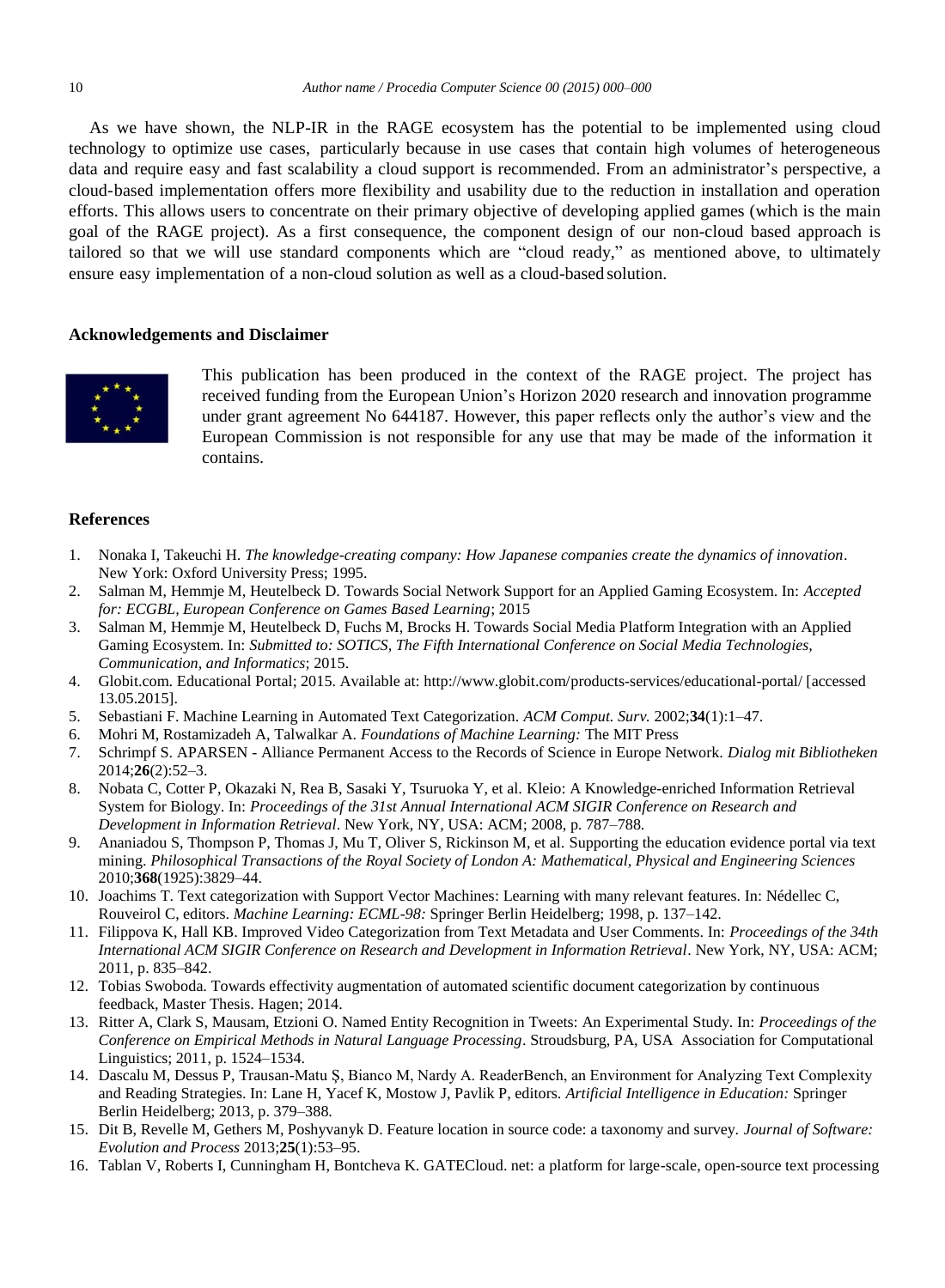As we have shown, the NLP-IR in the RAGE ecosystem has the potential to be implemented using cloud technology to optimize use cases, particularly because in use cases that contain high volumes of heterogeneous data and require easy and fast scalability a cloud support is recommended. From an administrator's perspective, a cloud-based implementation offers more flexibility and usability due to the reduction in installation and operation efforts. This allows users to concentrate on their primary objective of developing applied games (which is the main goal of the RAGE project). As a first consequence, the component design of our non-cloud based approach is tailored so that we will use standard components which are "cloud ready," as mentioned above, to ultimately ensure easy implementation of a non-cloud solution as well as a cloud-based solution.

## Acknowledgements and Disclaimer

This publication has been produced in the context of the RAGE project. The project has received funding from the European Union's Horizon 2020 research and innovation programme under grant agreement No 644187. However, this paper reflects only the author's view and the European Commission is not responsible for any use that may be made of the information it contains.

## References

1. Nonaka I, Takeuchi H. *The knowledge-creating company: How Japanese companies create the dynamics of innovation*. New York: Oxford University Press; 1995.
2. Salman M, Hemmje M, Heutelbeck D. Towards Social Network Support for an Applied Gaming Ecosystem. In: *Accepted for: ECGBL, European Conference on Games Based Learning*; 2015
3. Salman M, Hemmje M, Heutelbeck D, Fuchs M, Brocks H. Towards Social Media Platform Integration with an Applied Gaming Ecosystem. In: *Submitted to: SOTICS, The Fifth International Conference on Social Media Technologies, Communication, and Informatics*; 2015.
4. Globit.com. Educational Portal; 2015. Available at: http://www.globit.com/products-services/educational-portal/ [accessed 13.05.2015].
5. Sebastiani F. Machine Learning in Automated Text Categorization. *ACM Comput. Surv.* 2002;**34**(1):1–47.
6. Mohri M, Rostamizadeh A, Talwalkar A. *Foundations of Machine Learning:* The MIT Press
7. Schrimpf S. APARSEN - Alliance Permanent Access to the Records of Science in Europe Network. *Dialog mit Bibliotheken* 2014;**26**(2):52–3.
8. Nobata C, Cotter P, Okazaki N, Rea B, Sasaki Y, Tsuruoka Y, et al. Kleio: A Knowledge-enriched Information Retrieval System for Biology. In: *Proceedings of the 31st Annual International ACM SIGIR Conference on Research and Development in Information Retrieval*. New York, NY, USA: ACM; 2008, p. 787–788.
9. Ananiadou S, Thompson P, Thomas J, Mu T, Oliver S, Rickinson M, et al. Supporting the education evidence portal via text mining. *Philosophical Transactions of the Royal Society of London A: Mathematical, Physical and Engineering Sciences* 2010;**368**(1925):3829–44.
10. Joachims T. Text categorization with Support Vector Machines: Learning with many relevant features. In: Nédellec C, Rouveirol C, editors. *Machine Learning: ECML-98:* Springer Berlin Heidelberg; 1998, p. 137–142.
11. Filippova K, Hall KB. Improved Video Categorization from Text Metadata and User Comments. In: *Proceedings of the 34th International ACM SIGIR Conference on Research and Development in Information Retrieval*. New York, NY, USA: ACM; 2011, p. 835–842.
12. Tobias Swoboda. Towards effectivity augmentation of automated scientific document categorization by continuous feedback, Master Thesis. Hagen; 2014.
13. Ritter A, Clark S, Mausam, Etzioni O. Named Entity Recognition in Tweets: An Experimental Study. In: *Proceedings of the Conference on Empirical Methods in Natural Language Processing*. Stroudsburg, PA, USA Association for Computational Linguistics; 2011, p. 1524–1534.
14. Dascalu M, Dessus P, Trausan-Matu Ș, Bianco M, Nardy A. ReaderBench, an Environment for Analyzing Text Complexity and Reading Strategies. In: Lane H, Yacef K, Mostow J, Pavlik P, editors. *Artificial Intelligence in Education:* Springer Berlin Heidelberg; 2013, p. 379–388.
15. Dit B, Revelle M, Gethers M, Poshyvanyk D. Feature location in source code: a taxonomy and survey. *Journal of Software: Evolution and Process* 2013;**25**(1):53–95.
16. Tablan V, Roberts I, Cunningham H, Bontcheva K. GATECloud. net: a platform for large-scale, open-source text processing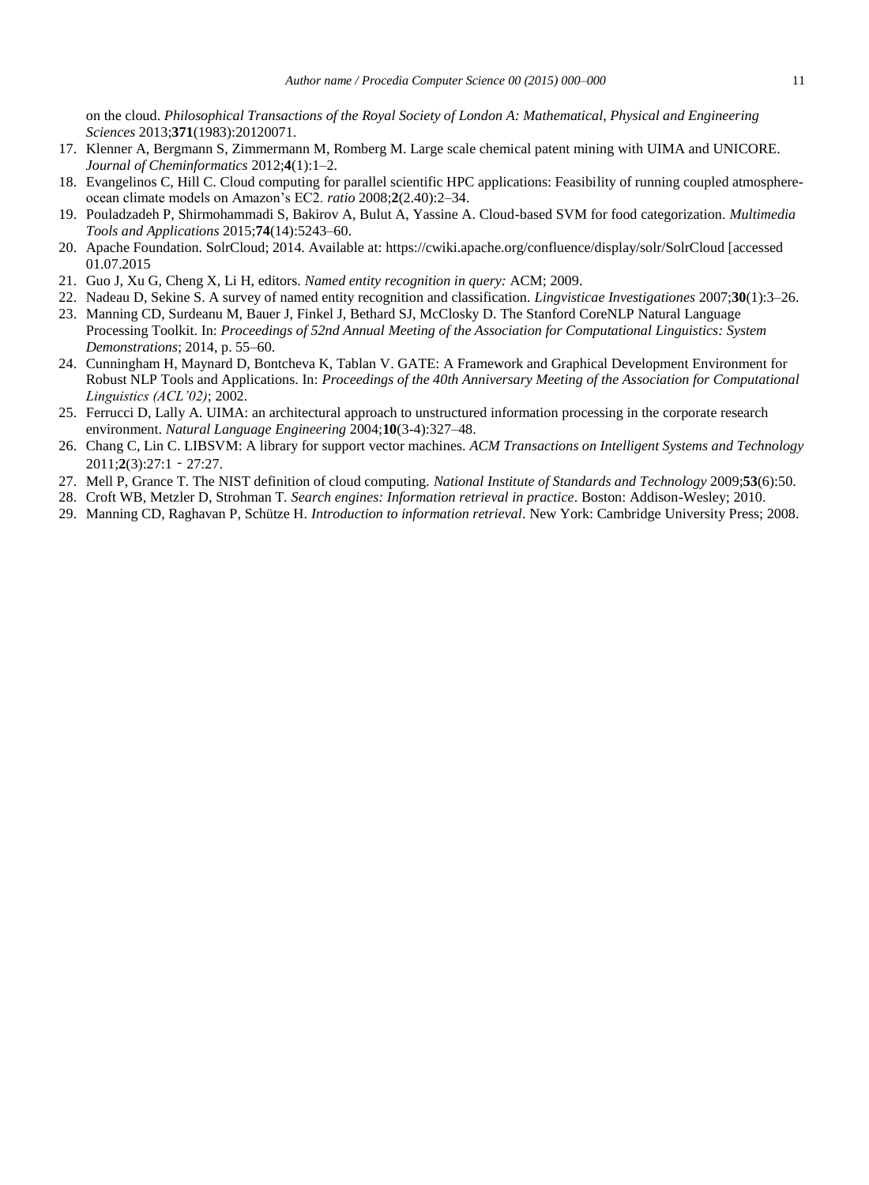on the cloud. *Philosophical Transactions of the Royal Society of London A: Mathematical, Physical and Engineering Sciences* 2013;**371**(1983):20120071.

17. Klenner A, Bergmann S, Zimmermann M, Romberg M. Large scale chemical patent mining with UIMA and UNICORE. *Journal of Cheminformatics* 2012;**4**(1):1–2.
18. Evangelinos C, Hill C. Cloud computing for parallel scientific HPC applications: Feasibility of running coupled atmosphere-ocean climate models on Amazon's EC2. *ratio* 2008;**2**(2.40):2–34.
19. Pouladzadeh P, Shirmohammadi S, Bakirov A, Bulut A, Yassine A. Cloud-based SVM for food categorization. *Multimedia Tools and Applications* 2015;**74**(14):5243–60.
20. Apache Foundation. SolrCloud; 2014. Available at: https://cwiki.apache.org/confluence/display/solr/SolrCloud [accessed 01.07.2015
21. Guo J, Xu G, Cheng X, Li H, editors. *Named entity recognition in query:* ACM; 2009.
22. Nadeau D, Sekine S. A survey of named entity recognition and classification. *Lingvisticae Investigationes* 2007;**30**(1):3–26.
23. Manning CD, Surdeanu M, Bauer J, Finkel J, Bethard SJ, McClosky D. The Stanford CoreNLP Natural Language Processing Toolkit. In: *Proceedings of 52nd Annual Meeting of the Association for Computational Linguistics: System Demonstrations*; 2014, p. 55–60.
24. Cunningham H, Maynard D, Bontcheva K, Tablan V. GATE: A Framework and Graphical Development Environment for Robust NLP Tools and Applications. In: *Proceedings of the 40th Anniversary Meeting of the Association for Computational Linguistics (ACL'02)*; 2002.
25. Ferrucci D, Lally A. UIMA: an architectural approach to unstructured information processing in the corporate research environment. *Natural Language Engineering* 2004;**10**(3-4):327–48.
26. Chang C, Lin C. LIBSVM: A library for support vector machines. *ACM Transactions on Intelligent Systems and Technology* 2011;**2**(3):27:1 - 27:27.
27. Mell P, Grance T. The NIST definition of cloud computing. *National Institute of Standards and Technology* 2009;**53**(6):50.
28. Croft WB, Metzler D, Strohman T. *Search engines: Information retrieval in practice*. Boston: Addison-Wesley; 2010.
29. Manning CD, Raghavan P, Schütze H. *Introduction to information retrieval*. New York: Cambridge University Press; 2008.